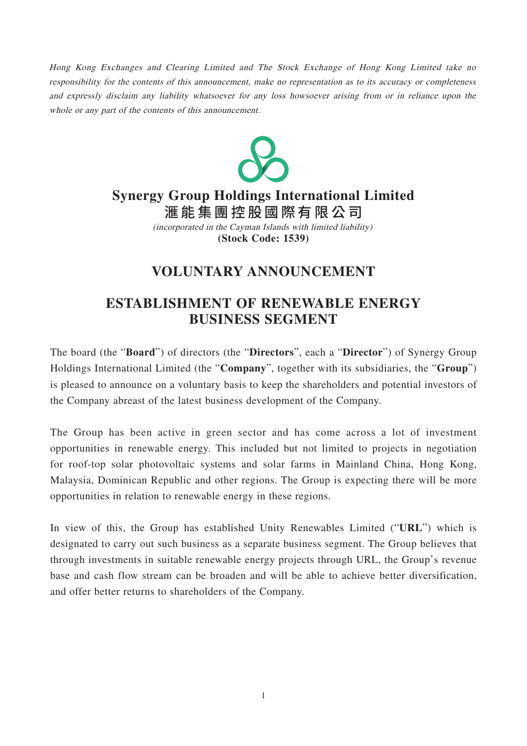*Hong Kong Exchanges and Clearing Limited and The Stock Exchange of Hong Kong Limited take no responsibility for the contents of this announcement, make no representation as to its accuracy or completeness and expressly disclaim any liability whatsoever for any loss howsoever arising from or in reliance upon the whole or any part of the contents of this announcement.*

# Synergy Group Holdings International Limited
# 滙能集團控股國際有限公司

*(incorporated in the Cayman Islands with limited liability)*

**(Stock Code: 1539)**

## VOLUNTARY ANNOUNCEMENT

## ESTABLISHMENT OF RENEWABLE ENERGY BUSINESS SEGMENT

The board (the "**Board**") of directors (the "**Directors**", each a "**Director**") of Synergy Group Holdings International Limited (the "**Company**", together with its subsidiaries, the "**Group**") is pleased to announce on a voluntary basis to keep the shareholders and potential investors of the Company abreast of the latest business development of the Company.

The Group has been active in green sector and has come across a lot of investment opportunities in renewable energy. This included but not limited to projects in negotiation for roof-top solar photovoltaic systems and solar farms in Mainland China, Hong Kong, Malaysia, Dominican Republic and other regions. The Group is expecting there will be more opportunities in relation to renewable energy in these regions.

In view of this, the Group has established Unity Renewables Limited ("**URL**") which is designated to carry out such business as a separate business segment. The Group believes that through investments in suitable renewable energy projects through URL, the Group's revenue base and cash flow stream can be broaden and will be able to achieve better diversification, and offer better returns to shareholders of the Company.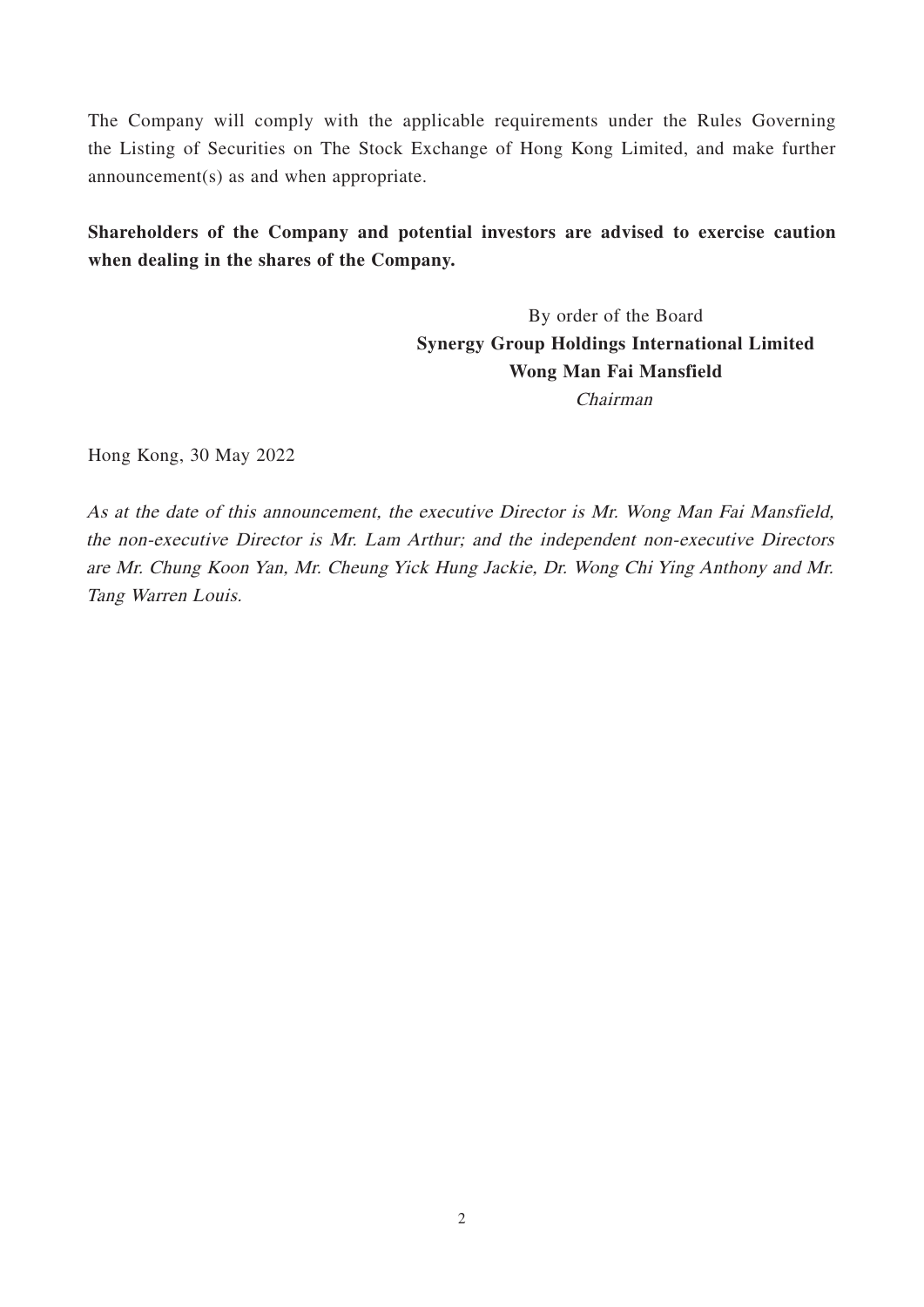The Company will comply with the applicable requirements under the Rules Governing the Listing of Securities on The Stock Exchange of Hong Kong Limited, and make further announcement(s) as and when appropriate.

**Shareholders of the Company and potential investors are advised to exercise caution when dealing in the shares of the Company.**

By order of the Board
**Synergy Group Holdings International Limited**
**Wong Man Fai Mansfield**
*Chairman*

Hong Kong, 30 May 2022

*As at the date of this announcement, the executive Director is Mr. Wong Man Fai Mansfield, the non-executive Director is Mr. Lam Arthur; and the independent non-executive Directors are Mr. Chung Koon Yan, Mr. Cheung Yick Hung Jackie, Dr. Wong Chi Ying Anthony and Mr. Tang Warren Louis.*